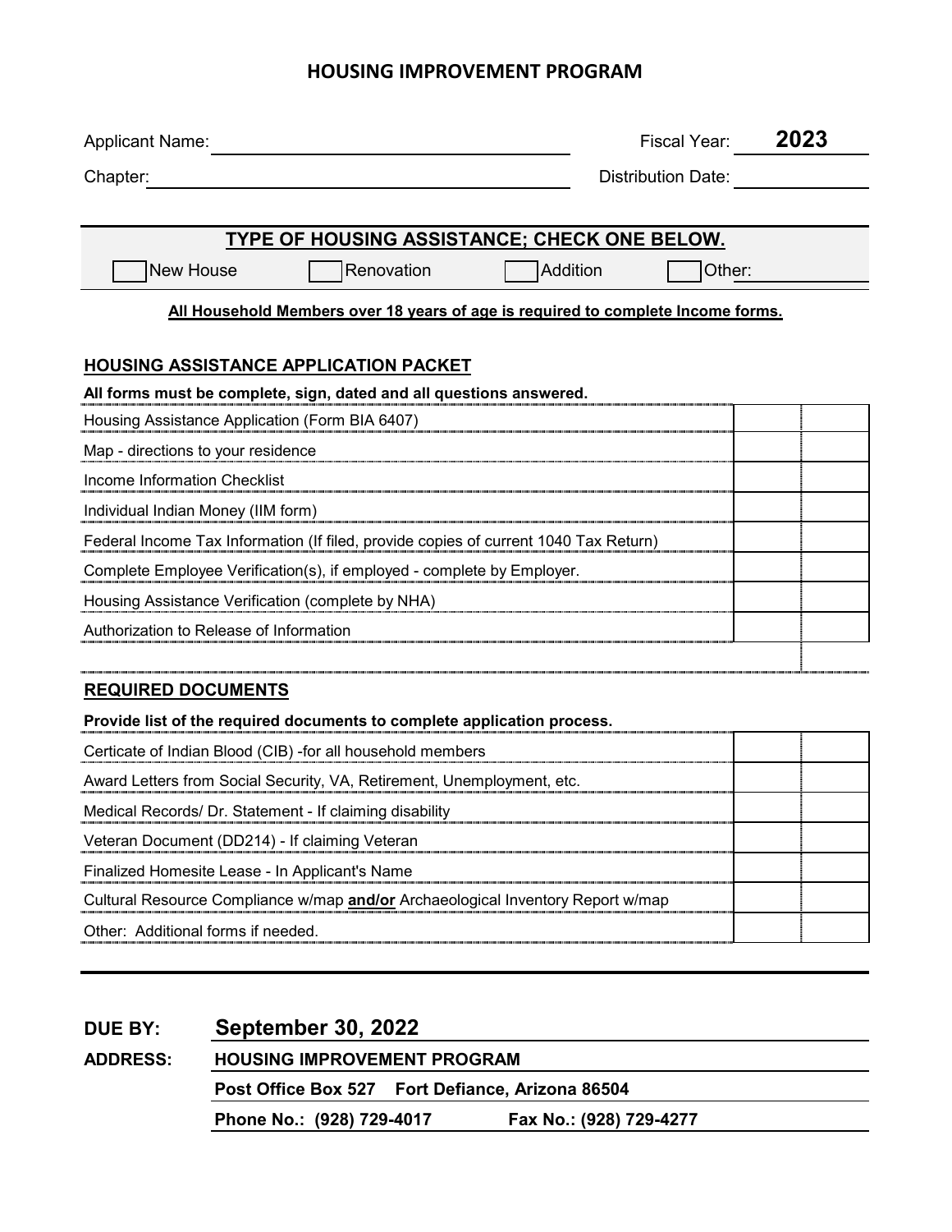# HOUSING IMPROVEMENT PROGRAM

Applicant Name: ______________________________ Fiscal Year: **2023**

Chapter: ______________________________ Distribution Date: ____________

## TYPE OF HOUSING ASSISTANCE; CHECK ONE BELOW.

☐ New House ☐ Renovation ☐ Addition ☐ Other: ____________

**All Household Members over 18 years of age is required to complete Income forms.**

### HOUSING ASSISTANCE APPLICATION PACKET

**All forms must be complete, sign, dated and all questions answered.**

| | | |
|---|---|---|
| Housing Assistance Application (Form BIA 6407) | | |
| Map - directions to your residence | | |
| Income Information Checklist | | |
| Individual Indian Money (IIM form) | | |
| Federal Income Tax Information (If filed, provide copies of current 1040 Tax Return) | | |
| Complete Employee Verification(s), if employed - complete by Employer. | | |
| Housing Assistance Verification (complete by NHA) | | |
| Authorization to Release of Information | | |

### REQUIRED DOCUMENTS

**Provide list of the required documents to complete application process.**

| | | |
|---|---|---|
| Certicate of Indian Blood (CIB) -for all household members | | |
| Award Letters from Social Security, VA, Retirement, Unemployment, etc. | | |
| Medical Records/ Dr. Statement - If claiming disability | | |
| Veteran Document (DD214) - If claiming Veteran | | |
| Finalized Homesite Lease - In Applicant's Name | | |
| Cultural Resource Compliance w/map **and/or** Archaeological Inventory Report w/map | | |
| Other: Additional forms if needed. | | |

**DUE BY:** **September 30, 2022**

**ADDRESS:** **HOUSING IMPROVEMENT PROGRAM**

**Post Office Box 527 Fort Defiance, Arizona 86504**

**Phone No.: (928) 729-4017 Fax No.: (928) 729-4277**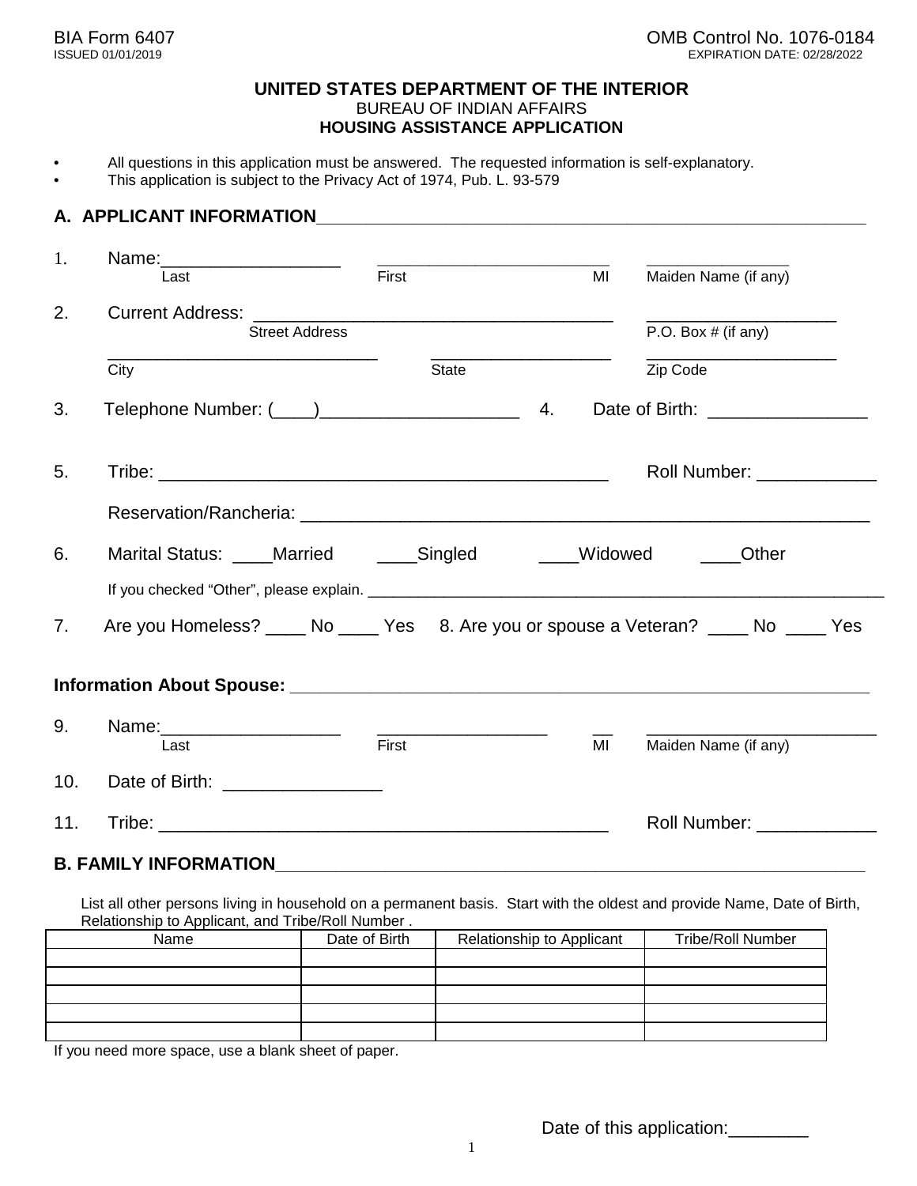BIA Form 6407
ISSUED 01/01/2019

OMB Control No. 1076-0184
EXPIRATION DATE: 02/28/2022

# UNITED STATES DEPARTMENT OF THE INTERIOR
## BUREAU OF INDIAN AFFAIRS
## HOUSING ASSISTANCE APPLICATION

- All questions in this application must be answered. The requested information is self-explanatory.
- This application is subject to the Privacy Act of 1974, Pub. L. 93-579

## A. APPLICANT INFORMATION

1. Name: __________________ ________________________ ______________
   Last First MI Maiden Name (if any)

2. Current Address: ____________________________________ ____________________
   Street Address P.O. Box # (if any)

   ____________________________ __________________ ____________________
   City State Zip Code

3. Telephone Number: (____)____________________ 4. Date of Birth: ________________

5. Tribe: _____________________________________________ Roll Number: ____________

   Reservation/Rancheria: ____________________________________________________________

6. Marital Status: ____Married ____Singled ____Widowed ____Other

   If you checked "Other", please explain. ____________________________________________________________

7. Are you Homeless? ____ No ____ Yes 8. Are you or spouse a Veteran? ____ No ____ Yes

**Information About Spouse:** ____________________________________________________________

9. Name: __________________ _________________ __ ______________________
   Last First MI Maiden Name (if any)

10. Date of Birth: ________________

11. Tribe: _____________________________________________ Roll Number: ____________

## B. FAMILY INFORMATION

List all other persons living in household on a permanent basis. Start with the oldest and provide Name, Date of Birth, Relationship to Applicant, and Tribe/Roll Number .

| Name | Date of Birth | Relationship to Applicant | Tribe/Roll Number |
|---|---|---|---|
| | | | |
| | | | |
| | | | |
| | | | |
| | | | |

If you need more space, use a blank sheet of paper.

Date of this application:________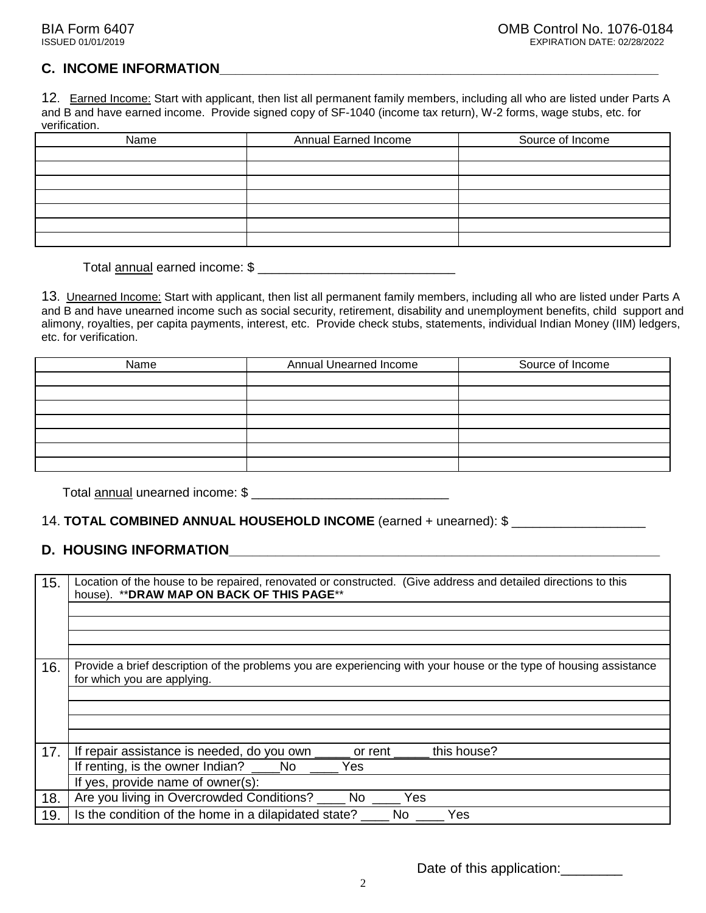## C. INCOME INFORMATION

12. Earned Income: Start with applicant, then list all permanent family members, including all who are listed under Parts A and B and have earned income. Provide signed copy of SF-1040 (income tax return), W-2 forms, wage stubs, etc. for verification.

| Name | Annual Earned Income | Source of Income |
|---|---|---|
| | | |
| | | |
| | | |
| | | |
| | | |
| | | |
| | | |

Total annual earned income: $ ____________________________

13. Unearned Income: Start with applicant, then list all permanent family members, including all who are listed under Parts A and B and have unearned income such as social security, retirement, disability and unemployment benefits, child support and alimony, royalties, per capita payments, interest, etc. Provide check stubs, statements, individual Indian Money (IIM) ledgers, etc. for verification.

| Name | Annual Unearned Income | Source of Income |
|---|---|---|
| | | |
| | | |
| | | |
| | | |
| | | |
| | | |
| | | |

Total annual unearned income: $ ____________________________

14. **TOTAL COMBINED ANNUAL HOUSEHOLD INCOME** (earned + unearned): $ ___________________

## D. HOUSING INFORMATION

| | |
|---|---|
| 15. | Location of the house to be repaired, renovated or constructed. (Give address and detailed directions to this house). ****DRAW MAP ON BACK OF THIS PAGE**** |
| | |
| | |
| | |
| | |
| 16. | Provide a brief description of the problems you are experiencing with your house or the type of housing assistance for which you are applying. |
| | |
| | |
| | |
| | |
| 17. | If repair assistance is needed, do you own _____ or rent _____ this house? |
| | If renting, is the owner Indian? ____No ____ Yes |
| | If yes, provide name of owner(s): |
| 18. | Are you living in Overcrowded Conditions? ____ No ____ Yes |
| 19. | Is the condition of the home in a dilapidated state? ____ No ____ Yes |

Date of this application:________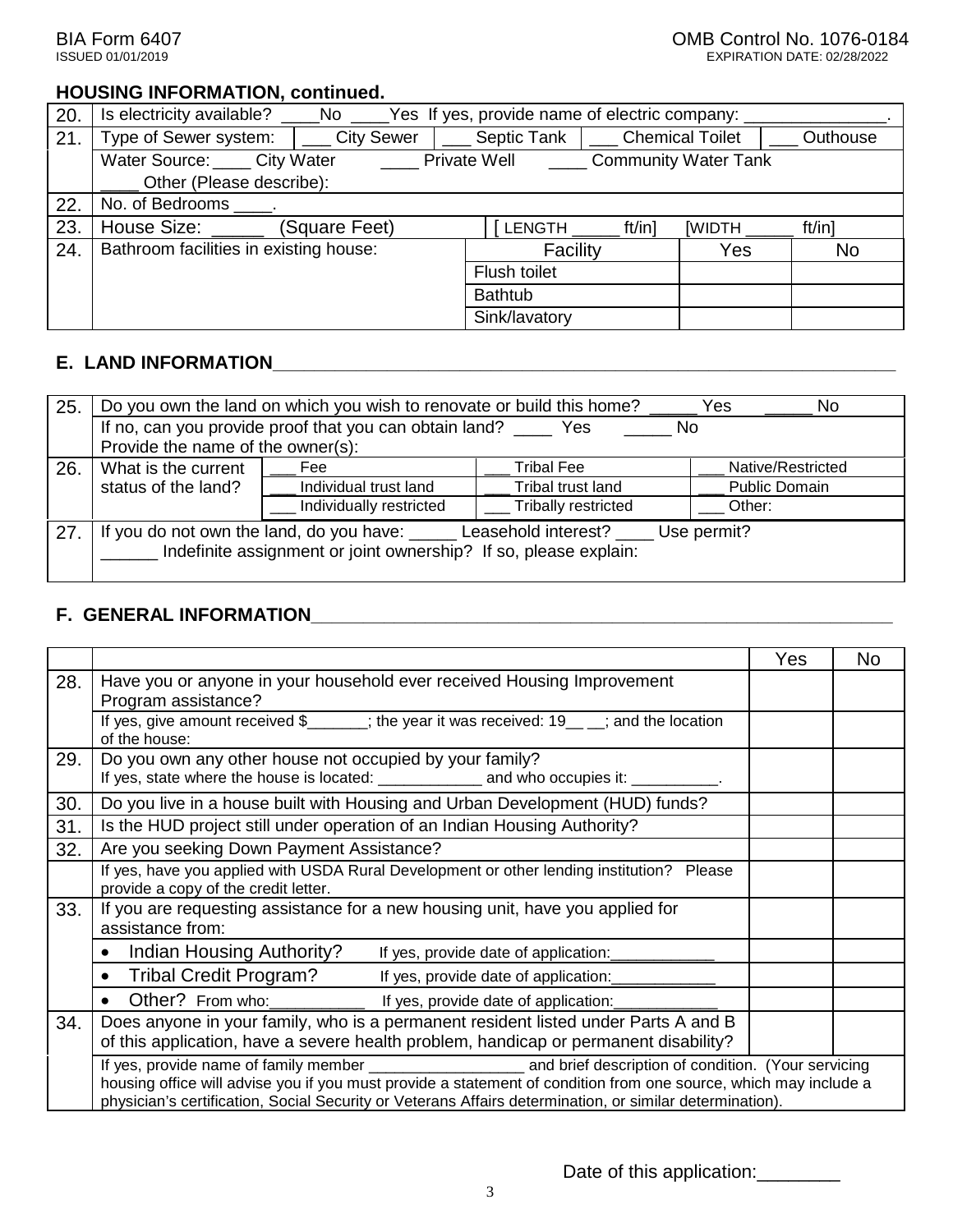BIA Form 6407
ISSUED 01/01/2019

OMB Control No. 1076-0184
EXPIRATION DATE: 02/28/2022

## HOUSING INFORMATION, continued.

| | | | | |
|---|---|---|---|---|
| 20. | Is electricity available? ____No ____Yes If yes, provide name of electric company: _______________. | | | |
| 21. | Type of Sewer system: \| ___ City Sewer \| ___ Septic Tank \| ___ Chemical Toilet \| ___ Outhouse | | | |
| | Water Source: ____ City Water ____ Private Well ____ Community Water Tank ____ Other (Please describe): | | | |
| 22. | No. of Bedrooms ____. | | | |
| 23. | House Size: _____ (Square Feet) [ LENGTH _____ ft/in] [WIDTH _____ ft/in] | | | |
| 24. | Bathroom facilities in existing house: | Facility | Yes | No |
| | | Flush toilet | | |
| | | Bathtub | | |
| | | Sink/lavatory | | |

## E. LAND INFORMATION

| | | | | |
|---|---|---|---|---|
| 25. | Do you own the land on which you wish to renovate or build this home? _____ Yes _____ No | | | |
| | If no, can you provide proof that you can obtain land? ____ Yes _____ No Provide the name of the owner(s): | | | |
| 26. | What is the current status of the land? | ___ Fee | ___ Tribal Fee | ___ Native/Restricted |
| | | ___ Individual trust land | ___ Tribal trust land | ___ Public Domain |
| | | ___ Individually restricted | ___ Tribally restricted | ___ Other: |
| 27. | If you do not own the land, do you have: _____ Leasehold interest? ____ Use permit? ______ Indefinite assignment or joint ownership? If so, please explain: | | | |

## F. GENERAL INFORMATION

| | | Yes | No |
|---|---|---|---|
| 28. | Have you or anyone in your household ever received Housing Improvement Program assistance? | | |
| | If yes, give amount received $_______; the year it was received: 19__ __; and the location of the house: | | |
| 29. | Do you own any other house not occupied by your family? If yes, state where the house is located: ____________ and who occupies it: __________. | | |
| 30. | Do you live in a house built with Housing and Urban Development (HUD) funds? | | |
| 31. | Is the HUD project still under operation of an Indian Housing Authority? | | |
| 32. | Are you seeking Down Payment Assistance? | | |
| | If yes, have you applied with USDA Rural Development or other lending institution? Please provide a copy of the credit letter. | | |
| 33. | If you are requesting assistance for a new housing unit, have you applied for assistance from: | | |
| | • Indian Housing Authority? If yes, provide date of application:___________ | | |
| | • Tribal Credit Program? If yes, provide date of application:___________ | | |
| | • Other? From who:__________ If yes, provide date of application:___________ | | |
| 34. | Does anyone in your family, who is a permanent resident listed under Parts A and B of this application, have a severe health problem, handicap or permanent disability? | | |
| | If yes, provide name of family member _________________ and brief description of condition. (Your servicing housing office will advise you if you must provide a statement of condition from one source, which may include a physician's certification, Social Security or Veterans Affairs determination, or similar determination). | | |

Date of this application:________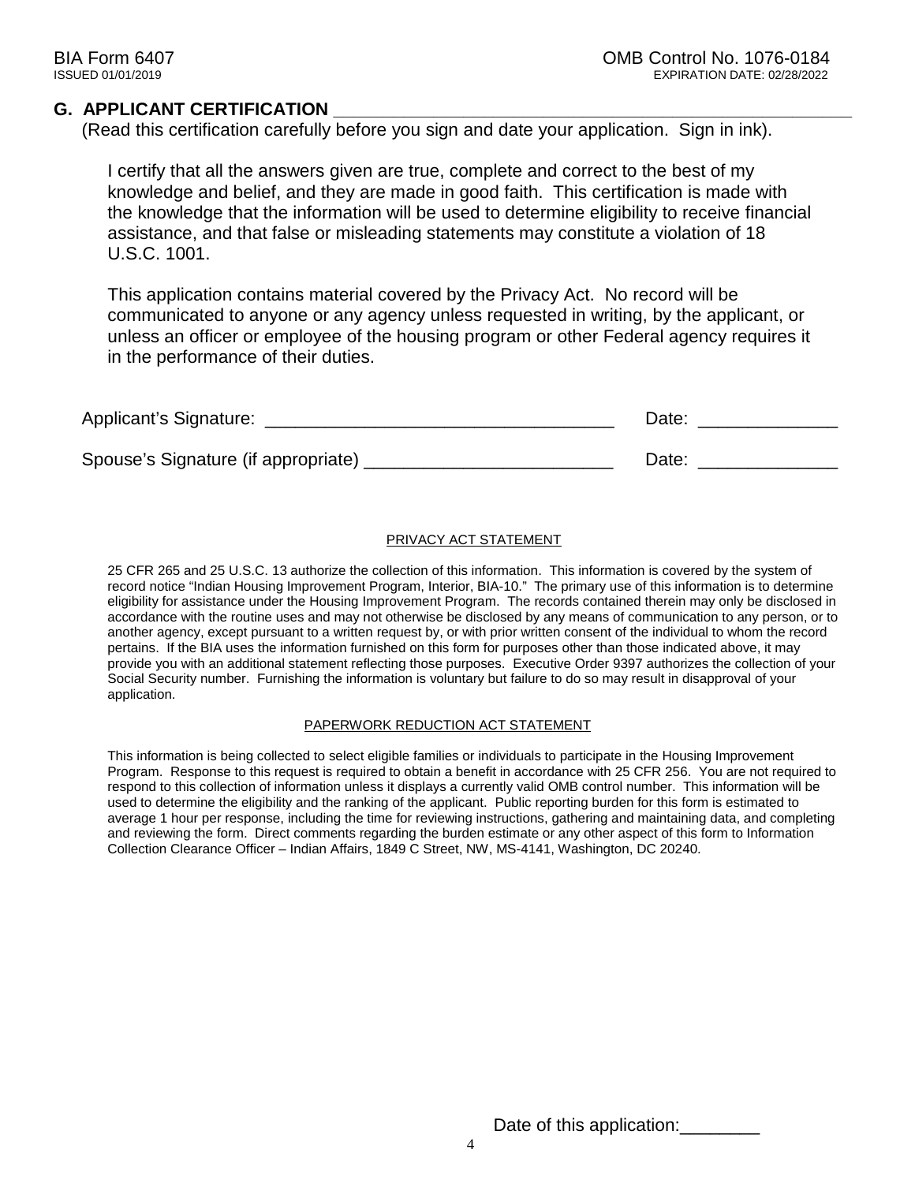## G. APPLICANT CERTIFICATION

(Read this certification carefully before you sign and date your application. Sign in ink).

I certify that all the answers given are true, complete and correct to the best of my knowledge and belief, and they are made in good faith. This certification is made with the knowledge that the information will be used to determine eligibility to receive financial assistance, and that false or misleading statements may constitute a violation of 18 U.S.C. 1001.

This application contains material covered by the Privacy Act. No record will be communicated to anyone or any agency unless requested in writing, by the applicant, or unless an officer or employee of the housing program or other Federal agency requires it in the performance of their duties.

Applicant's Signature: ___________________________________ Date: ______________

Spouse's Signature (if appropriate) _________________________ Date: ______________

PRIVACY ACT STATEMENT

25 CFR 265 and 25 U.S.C. 13 authorize the collection of this information. This information is covered by the system of record notice "Indian Housing Improvement Program, Interior, BIA-10." The primary use of this information is to determine eligibility for assistance under the Housing Improvement Program. The records contained therein may only be disclosed in accordance with the routine uses and may not otherwise be disclosed by any means of communication to any person, or to another agency, except pursuant to a written request by, or with prior written consent of the individual to whom the record pertains. If the BIA uses the information furnished on this form for purposes other than those indicated above, it may provide you with an additional statement reflecting those purposes. Executive Order 9397 authorizes the collection of your Social Security number. Furnishing the information is voluntary but failure to do so may result in disapproval of your application.

PAPERWORK REDUCTION ACT STATEMENT

This information is being collected to select eligible families or individuals to participate in the Housing Improvement Program. Response to this request is required to obtain a benefit in accordance with 25 CFR 256. You are not required to respond to this collection of information unless it displays a currently valid OMB control number. This information will be used to determine the eligibility and the ranking of the applicant. Public reporting burden for this form is estimated to average 1 hour per response, including the time for reviewing instructions, gathering and maintaining data, and completing and reviewing the form. Direct comments regarding the burden estimate or any other aspect of this form to Information Collection Clearance Officer – Indian Affairs, 1849 C Street, NW, MS-4141, Washington, DC 20240.

Date of this application:________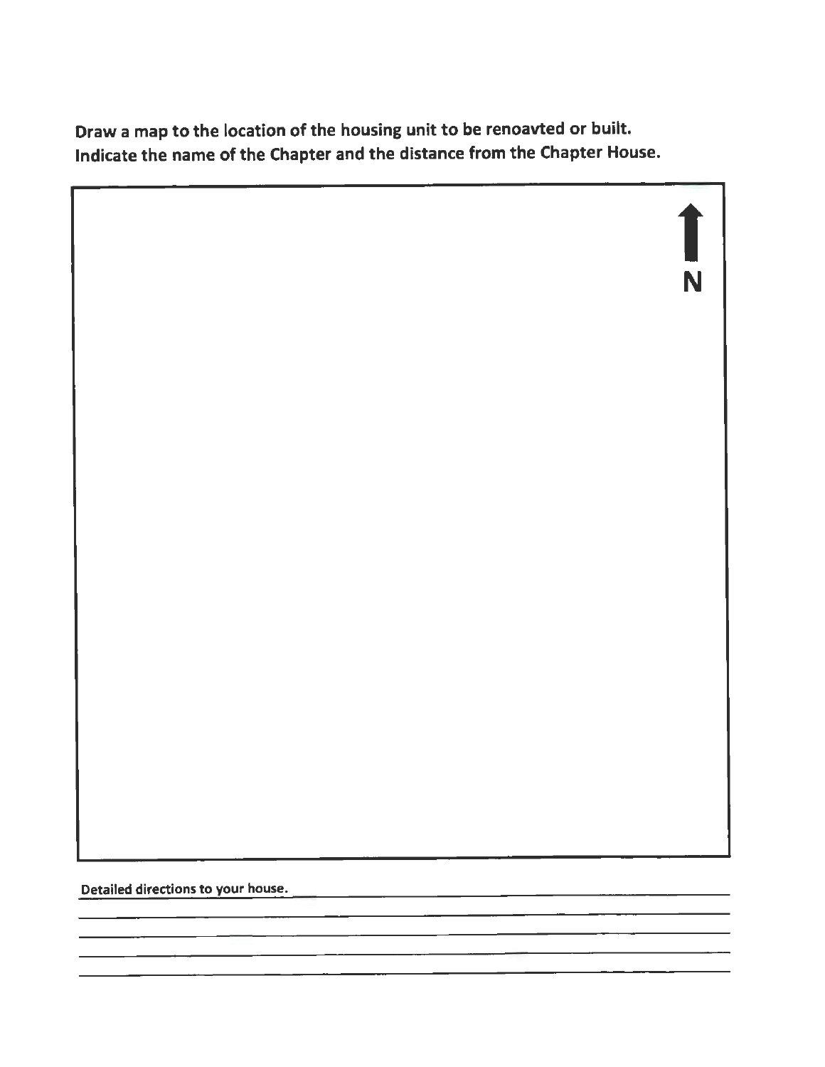**Draw a map to the location of the housing unit to be renoavted or built.**
**Indicate the name of the Chapter and the distance from the Chapter House.**

N

Detailed directions to your house. ____________________________________________

______________________________________________________________________

______________________________________________________________________

______________________________________________________________________

______________________________________________________________________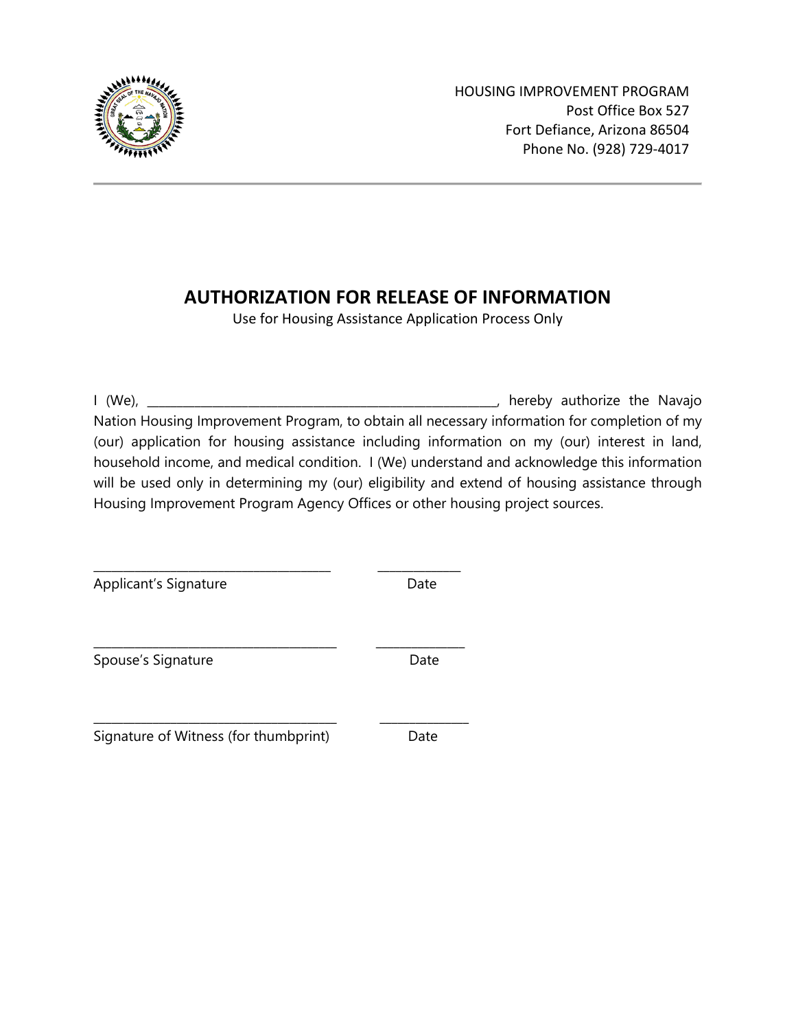HOUSING IMPROVEMENT PROGRAM
Post Office Box 527
Fort Defiance, Arizona 86504
Phone No. (928) 729-4017

---

# AUTHORIZATION FOR RELEASE OF INFORMATION

Use for Housing Assistance Application Process Only

I (We), ______________________________________________________, hereby authorize the Navajo Nation Housing Improvement Program, to obtain all necessary information for completion of my (our) application for housing assistance including information on my (our) interest in land, household income, and medical condition. I (We) understand and acknowledge this information will be used only in determining my (our) eligibility and extend of housing assistance through Housing Improvement Program Agency Offices or other housing project sources.

_____________________________________ _____________
Applicant's Signature Date

_____________________________________ _____________
Spouse's Signature Date

_____________________________________ _____________
Signature of Witness (for thumbprint) Date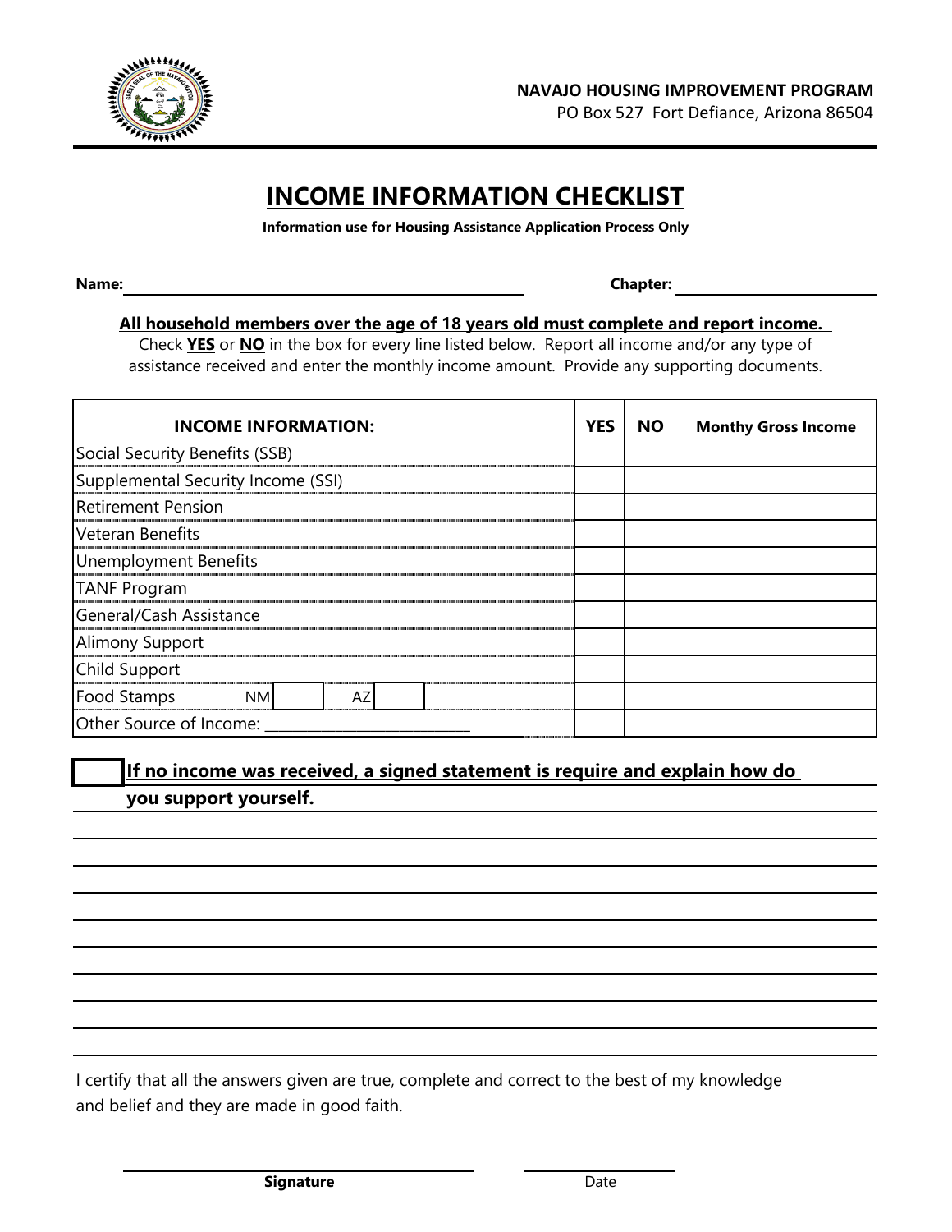**NAVAJO HOUSING IMPROVEMENT PROGRAM**
PO Box 527 Fort Defiance, Arizona 86504

# INCOME INFORMATION CHECKLIST

**Information use for Housing Assistance Application Process Only**

**Name:** ______________________________ **Chapter:** ______________

**All household members over the age of 18 years old must complete and report income.**
Check **YES** or **NO** in the box for every line listed below. Report all income and/or any type of assistance received and enter the monthly income amount. Provide any supporting documents.

| INCOME INFORMATION: | YES | NO | Monthy Gross Income |
|---|---|---|---|
| Social Security Benefits (SSB) | | | |
| Supplemental Security Income (SSI) | | | |
| Retirement Pension | | | |
| Veteran Benefits | | | |
| Unemployment Benefits | | | |
| TANF Program | | | |
| General/Cash Assistance | | | |
| Alimony Support | | | |
| Child Support | | | |
| Food Stamps NM [ ] AZ [ ] | | | |
| Other Source of Income: ___________________________ | | | |

[ ] **If no income was received, a signed statement is require and explain how do you support yourself.**

________________________________________________________________________

________________________________________________________________________

________________________________________________________________________

________________________________________________________________________

________________________________________________________________________

________________________________________________________________________

________________________________________________________________________

________________________________________________________________________

________________________________________________________________________

I certify that all the answers given are true, complete and correct to the best of my knowledge and belief and they are made in good faith.

______________________________ ______________

**Signature** Date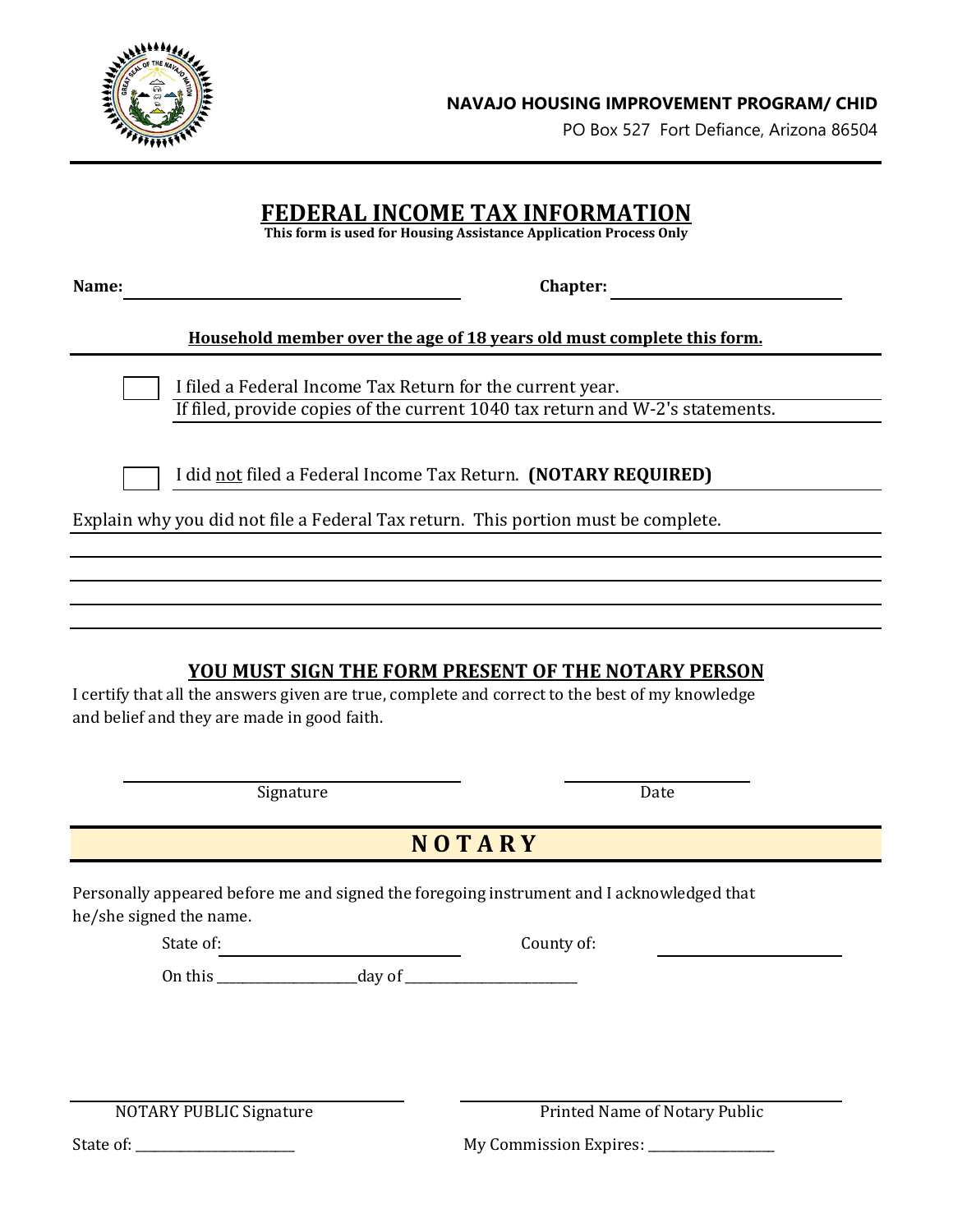**NAVAJO HOUSING IMPROVEMENT PROGRAM/ CHID**

PO Box 527 Fort Defiance, Arizona 86504

# FEDERAL INCOME TAX INFORMATION

**This form is used for Housing Assistance Application Process Only**

**Name:** ______________________________ **Chapter:** ____________________

**Household member over the age of 18 years old must complete this form.**

☐ I filed a Federal Income Tax Return for the current year.
If filed, provide copies of the current 1040 tax return and W-2's statements.

☐ I did not filed a Federal Income Tax Return. **(NOTARY REQUIRED)**

Explain why you did not file a Federal Tax return. This portion must be complete.

______________________________________________________________________

______________________________________________________________________

______________________________________________________________________

______________________________________________________________________

## YOU MUST SIGN THE FORM PRESENT OF THE NOTARY PERSON

I certify that all the answers given are true, complete and correct to the best of my knowledge and belief and they are made in good faith.

______________________________ ____________________
Signature Date

## N O T A R Y

Personally appeared before me and signed the foregoing instrument and I acknowledged that he/she signed the name.

State of: ______________________ County of: ____________________

On this ____________________day of _________________________

______________________________ ______________________________
NOTARY PUBLIC Signature Printed Name of Notary Public

State of: ________________________ My Commission Expires: ___________________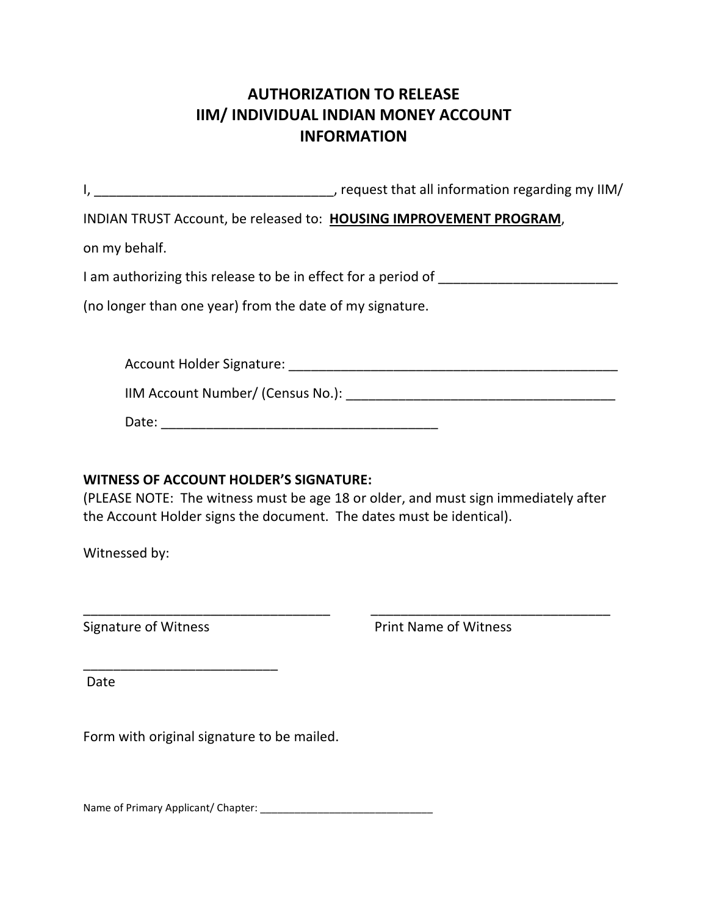# AUTHORIZATION TO RELEASE IIM/ INDIVIDUAL INDIAN MONEY ACCOUNT INFORMATION

I, ________________________________, request that all information regarding my IIM/ INDIAN TRUST Account, be released to: **HOUSING IMPROVEMENT PROGRAM**, on my behalf.

I am authorizing this release to be in effect for a period of ________________________ (no longer than one year) from the date of my signature.

Account Holder Signature: ______________________________________________

IIM Account Number/ (Census No.): ____________________________________

Date: ______________________________________

**WITNESS OF ACCOUNT HOLDER'S SIGNATURE:**
(PLEASE NOTE: The witness must be age 18 or older, and must sign immediately after the Account Holder signs the document. The dates must be identical).

Witnessed by:

_________________________________ Signature of Witness

_________________________________ Print Name of Witness

__________________________ Date

Form with original signature to be mailed.

Name of Primary Applicant/ Chapter: ______________________________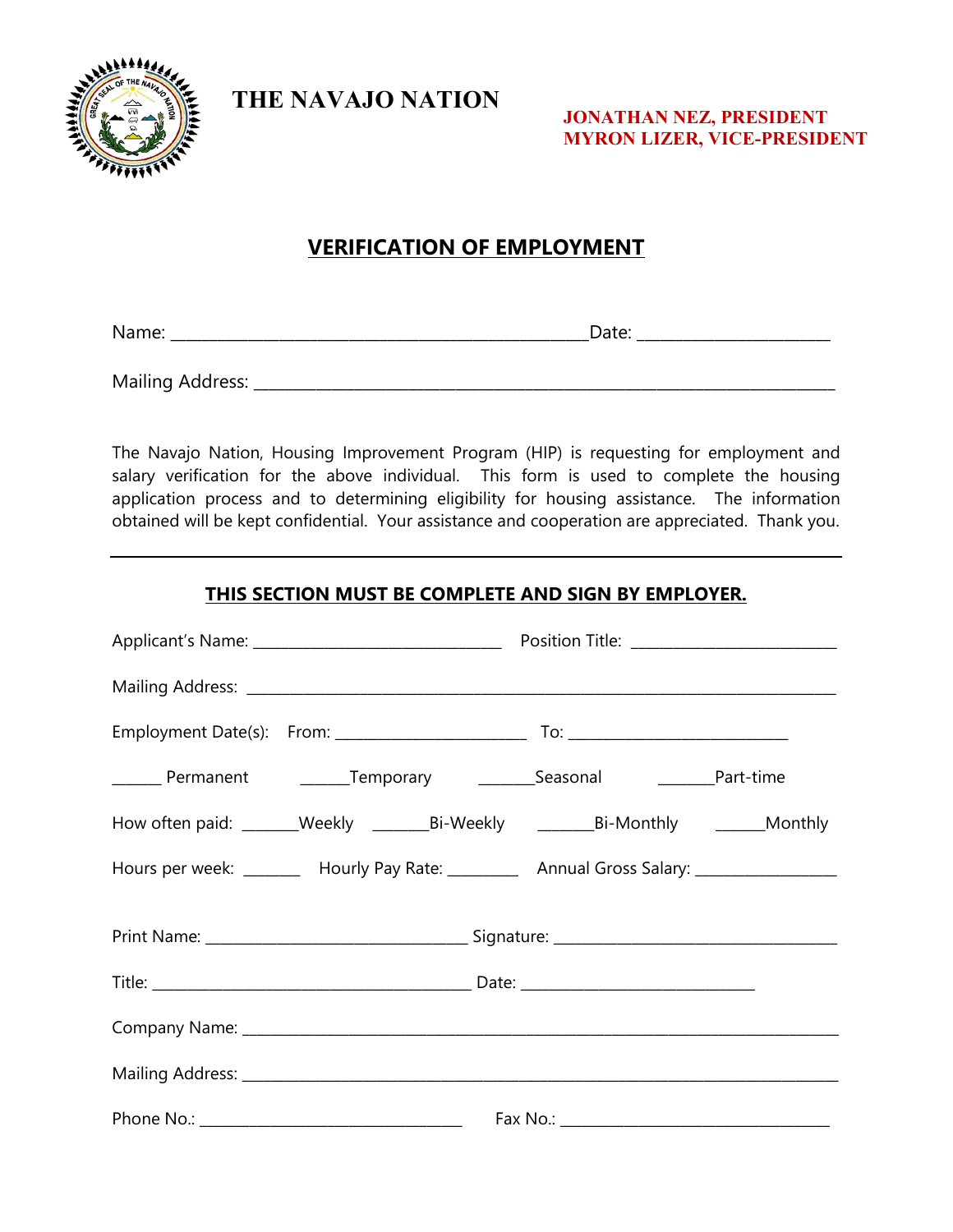# THE NAVAJO NATION

**JONATHAN NEZ, PRESIDENT**
**MYRON LIZER, VICE-PRESIDENT**

## VERIFICATION OF EMPLOYMENT

Name: ________________________________________________Date: ______________________

Mailing Address: ____________________________________________________________________

The Navajo Nation, Housing Improvement Program (HIP) is requesting for employment and salary verification for the above individual. This form is used to complete the housing application process and to determining eligibility for housing assistance. The information obtained will be kept confidential. Your assistance and cooperation are appreciated. Thank you.

---

**THIS SECTION MUST BE COMPLETE AND SIGN BY EMPLOYER.**

Applicant's Name: ______________________________ Position Title: _________________________

Mailing Address: _____________________________________________________________________

Employment Date(s): From: _______________________ To: ___________________________

______ Permanent ______Temporary _______Seasonal _______Part-time

How often paid: _______Weekly _______Bi-Weekly _______Bi-Monthly ______Monthly

Hours per week: _______ Hourly Pay Rate: _________ Annual Gross Salary: _________________

Print Name: _______________________________ Signature: __________________________________

Title: ______________________________________ Date: ____________________________

Company Name: _______________________________________________________________________

Mailing Address: ______________________________________________________________________

Phone No.: _________________________________ Fax No.: ________________________________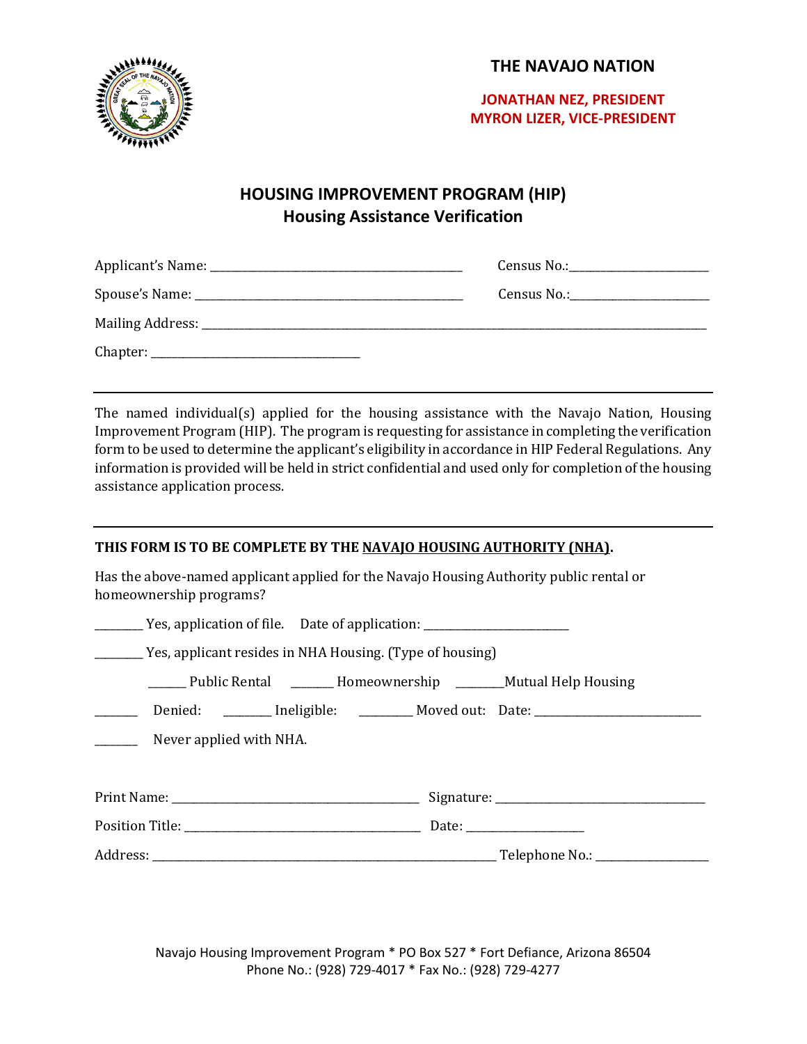**THE NAVAJO NATION**

**JONATHAN NEZ, PRESIDENT**
**MYRON LIZER, VICE-PRESIDENT**

## HOUSING IMPROVEMENT PROGRAM (HIP)
### Housing Assistance Verification

Applicant's Name: ____________________________________________ Census No.:________________________

Spouse's Name: ______________________________________________ Census No.:________________________

Mailing Address: __________________________________________________________________________________________

Chapter: ____________________________________

---

The named individual(s) applied for the housing assistance with the Navajo Nation, Housing Improvement Program (HIP). The program is requesting for assistance in completing the verification form to be used to determine the applicant's eligibility in accordance in HIP Federal Regulations. Any information is provided will be held in strict confidential and used only for completion of the housing assistance application process.

---

**THIS FORM IS TO BE COMPLETE BY THE NAVAJO HOUSING AUTHORITY (NHA).**

Has the above-named applicant applied for the Navajo Housing Authority public rental or homeownership programs?

________ Yes, application of file. Date of application: _________________________

________ Yes, applicant resides in NHA Housing. (Type of housing)

______ Public Rental ______ Homeownership ________Mutual Help Housing

_______ Denied: ________ Ineligible: _________ Moved out: Date: ____________________________

_______ Never applied with NHA.

Print Name: ___________________________________________ Signature: ___________________________________

Position Title: _________________________________________ Date: ____________________

Address: ___________________________________________________________ Telephone No.: ___________________

Navajo Housing Improvement Program * PO Box 527 * Fort Defiance, Arizona 86504
Phone No.: (928) 729-4017 * Fax No.: (928) 729-4277